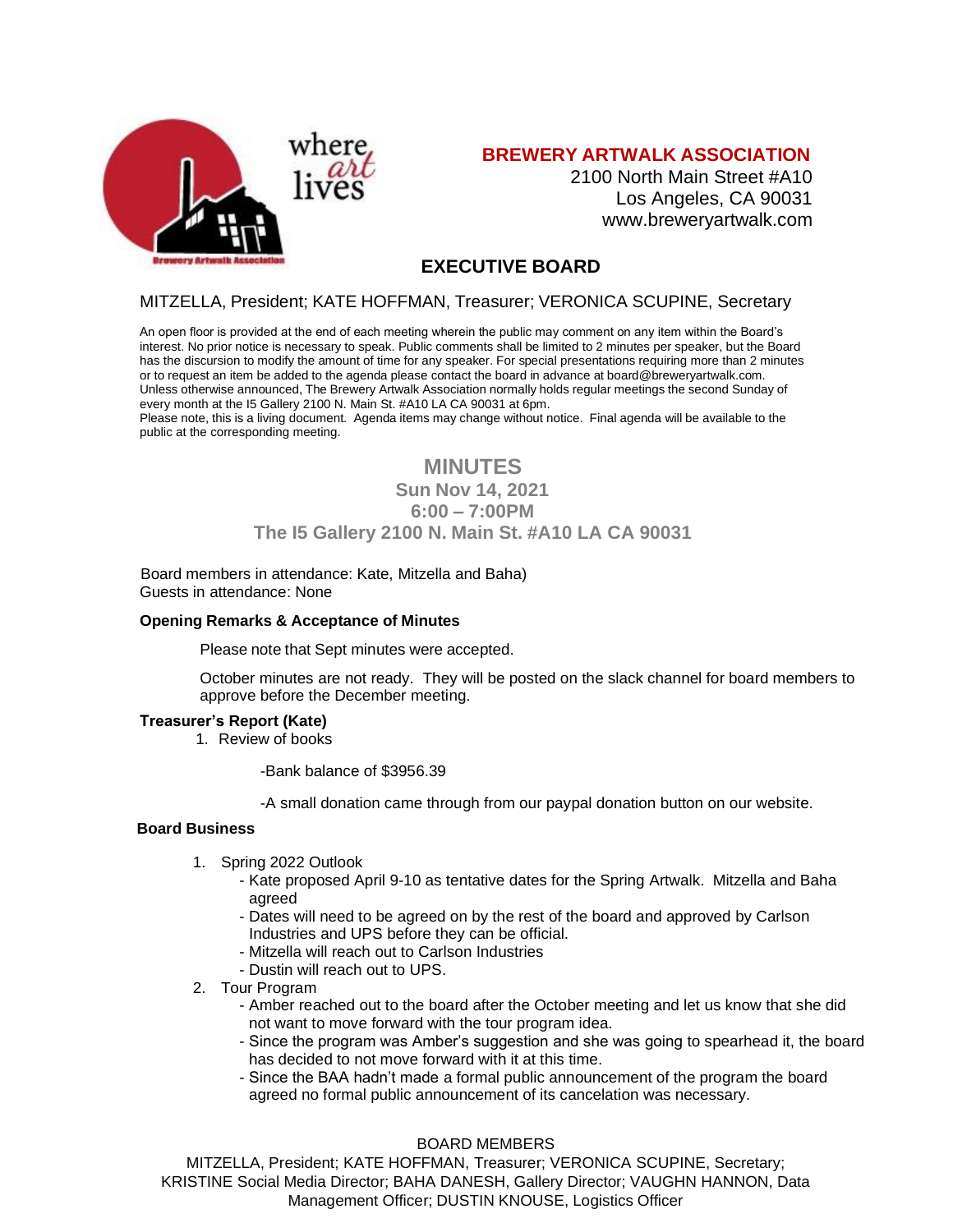where art lives

**BREWERY ARTWALK ASSOCIATION**
2100 North Main Street #A10
Los Angeles, CA 90031
www.breweryartwalk.com

## EXECUTIVE BOARD

MITZELLA, President; KATE HOFFMAN, Treasurer; VERONICA SCUPINE, Secretary

An open floor is provided at the end of each meeting wherein the public may comment on any item within the Board's interest. No prior notice is necessary to speak. Public comments shall be limited to 2 minutes per speaker, but the Board has the discursion to modify the amount of time for any speaker. For special presentations requiring more than 2 minutes or to request an item be added to the agenda please contact the board in advance at board@breweryartwalk.com. Unless otherwise announced, The Brewery Artwalk Association normally holds regular meetings the second Sunday of every month at the I5 Gallery 2100 N. Main St. #A10 LA CA 90031 at 6pm.
Please note, this is a living document. Agenda items may change without notice. Final agenda will be available to the public at the corresponding meeting.

# MINUTES

**Sun Nov 14, 2021**
**6:00 – 7:00PM**
**The I5 Gallery 2100 N. Main St. #A10 LA CA 90031**

Board members in attendance: Kate, Mitzella and Baha)
Guests in attendance: None

**Opening Remarks & Acceptance of Minutes**

Please note that Sept minutes were accepted.

October minutes are not ready. They will be posted on the slack channel for board members to approve before the December meeting.

**Treasurer's Report (Kate)**

1. Review of books

   -Bank balance of $3956.39

   -A small donation came through from our paypal donation button on our website.

**Board Business**

1. Spring 2022 Outlook
   - Kate proposed April 9-10 as tentative dates for the Spring Artwalk. Mitzella and Baha agreed
   - Dates will need to be agreed on by the rest of the board and approved by Carlson Industries and UPS before they can be official.
   - Mitzella will reach out to Carlson Industries
   - Dustin will reach out to UPS.
2. Tour Program
   - Amber reached out to the board after the October meeting and let us know that she did not want to move forward with the tour program idea.
   - Since the program was Amber's suggestion and she was going to spearhead it, the board has decided to not move forward with it at this time.
   - Since the BAA hadn't made a formal public announcement of the program the board agreed no formal public announcement of its cancelation was necessary.

BOARD MEMBERS
MITZELLA, President; KATE HOFFMAN, Treasurer; VERONICA SCUPINE, Secretary; KRISTINE Social Media Director; BAHA DANESH, Gallery Director; VAUGHN HANNON, Data Management Officer; DUSTIN KNOUSE, Logistics Officer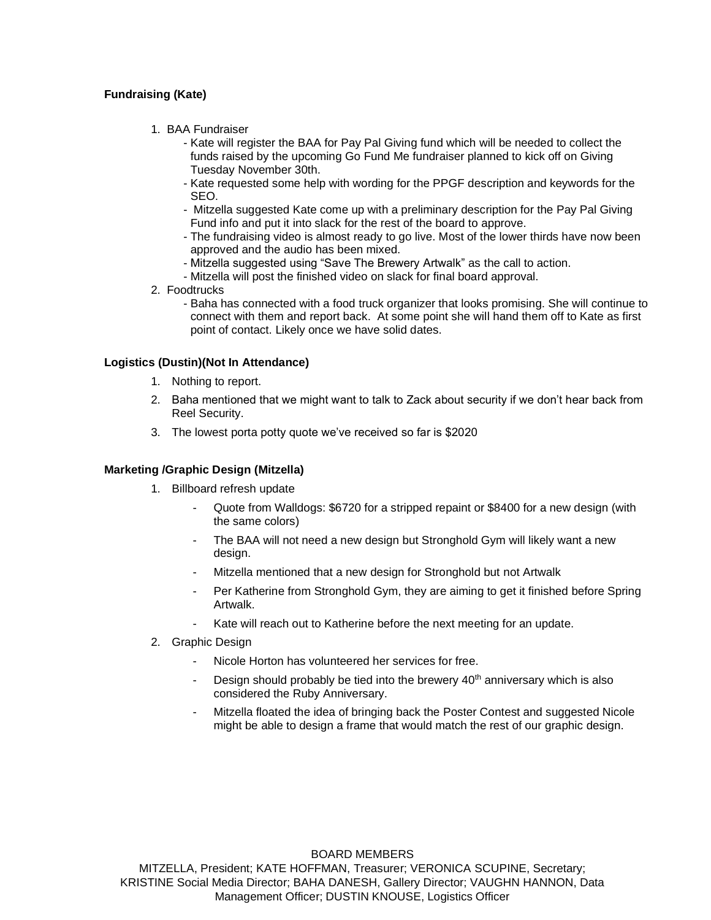**Fundraising (Kate)**

1. BAA Fundraiser
   - Kate will register the BAA for Pay Pal Giving fund which will be needed to collect the funds raised by the upcoming Go Fund Me fundraiser planned to kick off on Giving Tuesday November 30th.
   - Kate requested some help with wording for the PPGF description and keywords for the SEO.
   - Mitzella suggested Kate come up with a preliminary description for the Pay Pal Giving Fund info and put it into slack for the rest of the board to approve.
   - The fundraising video is almost ready to go live. Most of the lower thirds have now been approved and the audio has been mixed.
   - Mitzella suggested using "Save The Brewery Artwalk" as the call to action.
   - Mitzella will post the finished video on slack for final board approval.
2. Foodtrucks
   - Baha has connected with a food truck organizer that looks promising. She will continue to connect with them and report back. At some point she will hand them off to Kate as first point of contact. Likely once we have solid dates.

**Logistics (Dustin)(Not In Attendance)**

1. Nothing to report.
2. Baha mentioned that we might want to talk to Zack about security if we don't hear back from Reel Security.
3. The lowest porta potty quote we've received so far is $2020

**Marketing /Graphic Design (Mitzella)**

1. Billboard refresh update
   - Quote from Walldogs: $6720 for a stripped repaint or $8400 for a new design (with the same colors)
   - The BAA will not need a new design but Stronghold Gym will likely want a new design.
   - Mitzella mentioned that a new design for Stronghold but not Artwalk
   - Per Katherine from Stronghold Gym, they are aiming to get it finished before Spring Artwalk.
   - Kate will reach out to Katherine before the next meeting for an update.
2. Graphic Design
   - Nicole Horton has volunteered her services for free.
   - Design should probably be tied into the brewery 40th anniversary which is also considered the Ruby Anniversary.
   - Mitzella floated the idea of bringing back the Poster Contest and suggested Nicole might be able to design a frame that would match the rest of our graphic design.

BOARD MEMBERS
MITZELLA, President; KATE HOFFMAN, Treasurer; VERONICA SCUPINE, Secretary; KRISTINE Social Media Director; BAHA DANESH, Gallery Director; VAUGHN HANNON, Data Management Officer; DUSTIN KNOUSE, Logistics Officer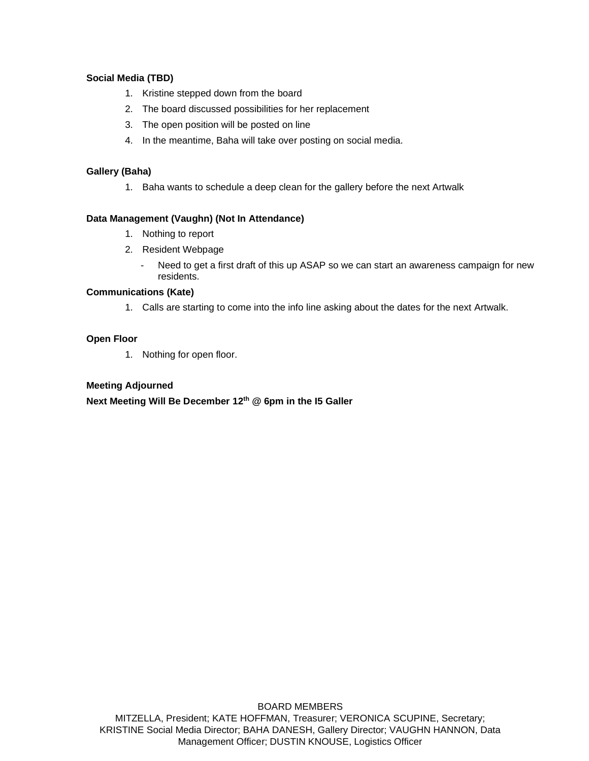**Social Media (TBD)**

1. Kristine stepped down from the board
2. The board discussed possibilities for her replacement
3. The open position will be posted on line
4. In the meantime, Baha will take over posting on social media.

**Gallery (Baha)**

1. Baha wants to schedule a deep clean for the gallery before the next Artwalk

**Data Management (Vaughn) (Not In Attendance)**

1. Nothing to report
2. Resident Webpage
   - Need to get a first draft of this up ASAP so we can start an awareness campaign for new residents.

**Communications (Kate)**

1. Calls are starting to come into the info line asking about the dates for the next Artwalk.

**Open Floor**

1. Nothing for open floor.

**Meeting Adjourned**

**Next Meeting Will Be December 12th @ 6pm in the I5 Galler**

BOARD MEMBERS
MITZELLA, President; KATE HOFFMAN, Treasurer; VERONICA SCUPINE, Secretary; KRISTINE Social Media Director; BAHA DANESH, Gallery Director; VAUGHN HANNON, Data Management Officer; DUSTIN KNOUSE, Logistics Officer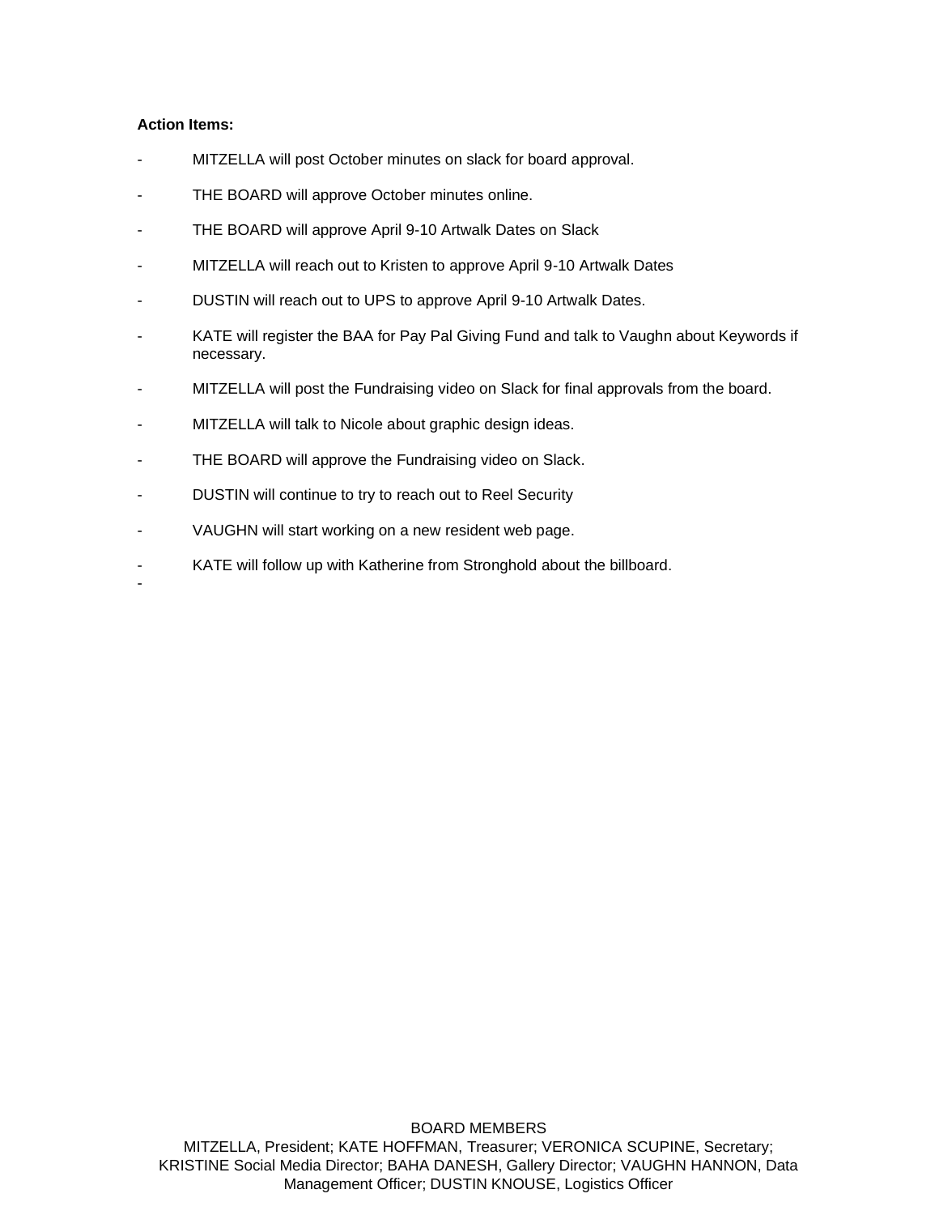**Action Items:**

- MITZELLA will post October minutes on slack for board approval.
- THE BOARD will approve October minutes online.
- THE BOARD will approve April 9-10 Artwalk Dates on Slack
- MITZELLA will reach out to Kristen to approve April 9-10 Artwalk Dates
- DUSTIN will reach out to UPS to approve April 9-10 Artwalk Dates.
- KATE will register the BAA for Pay Pal Giving Fund and talk to Vaughn about Keywords if necessary.
- MITZELLA will post the Fundraising video on Slack for final approvals from the board.
- MITZELLA will talk to Nicole about graphic design ideas.
- THE BOARD will approve the Fundraising video on Slack.
- DUSTIN will continue to try to reach out to Reel Security
- VAUGHN will start working on a new resident web page.
- KATE will follow up with Katherine from Stronghold about the billboard.
-

BOARD MEMBERS
MITZELLA, President; KATE HOFFMAN, Treasurer; VERONICA SCUPINE, Secretary; KRISTINE Social Media Director; BAHA DANESH, Gallery Director; VAUGHN HANNON, Data Management Officer; DUSTIN KNOUSE, Logistics Officer